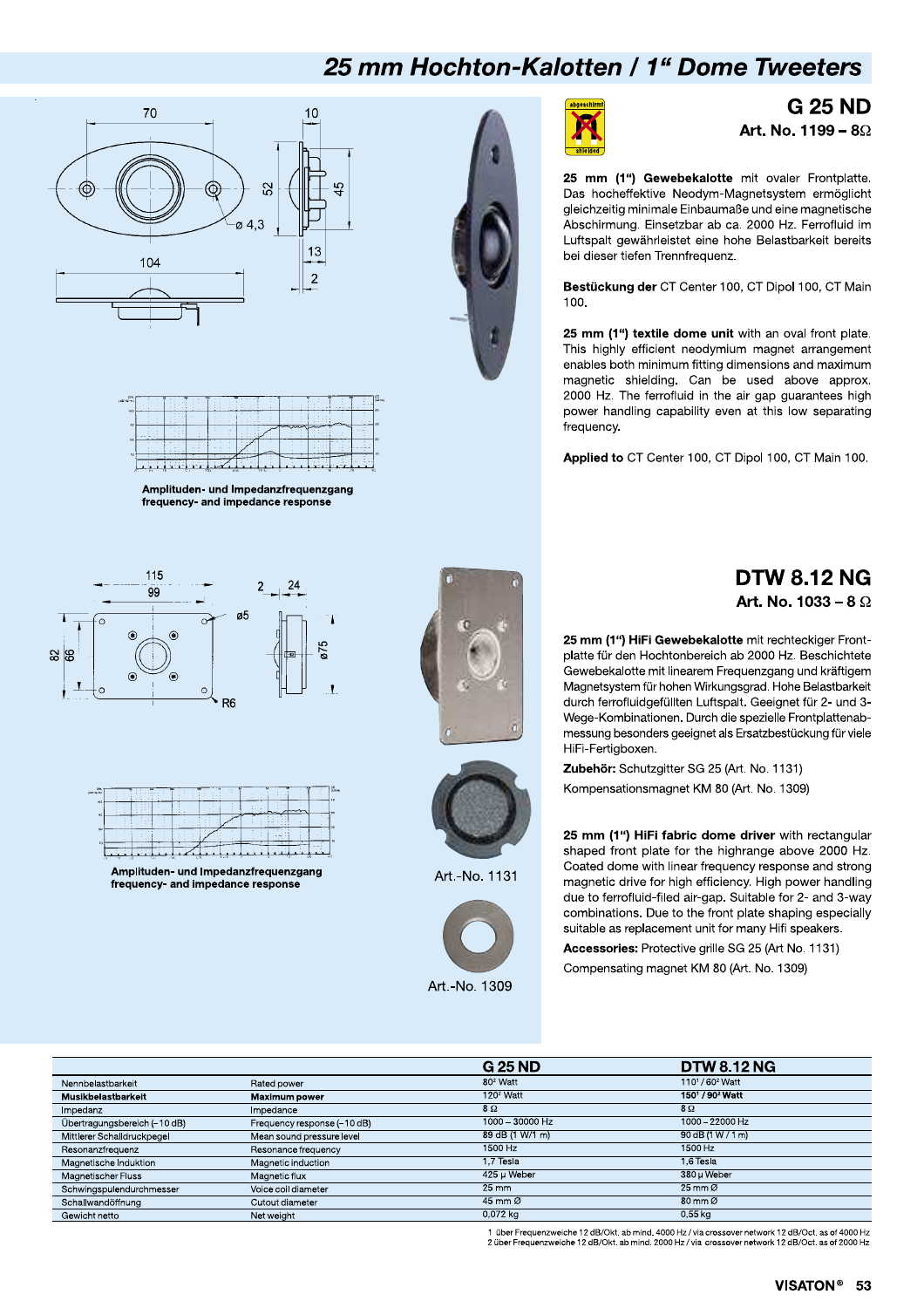# 25 mm Hochton-Kalotten / 1" Dome Tweeters

70
10
52
45
ø 4,3
104
13
2

Amplituden- und Impedanzfrequenzgang
frequency- and impedance response

## G 25 ND

**Art. No. 1199 – 8Ω**

abgeschirmt
shielded

**25 mm (1") Gewebekalotte** mit ovaler Frontplatte. Das hocheffektive Neodym-Magnetsystem ermöglicht gleichzeitig minimale Einbaumaße und eine magnetische Abschirmung. Einsetzbar ab ca. 2000 Hz. Ferrofluid im Luftspalt gewährleistet eine hohe Belastbarkeit bereits bei dieser tiefen Trennfrequenz.

**Bestückung der** CT Center 100, CT Dipol 100, CT Main 100.

**25 mm (1") textile dome unit** with an oval front plate. This highly efficient neodymium magnet arrangement enables both minimum fitting dimensions and maximum magnetic shielding. Can be used above approx. 2000 Hz. The ferrofluid in the air gap guarantees high power handling capability even at this low separating frequency.

**Applied to** CT Center 100, CT Dipol 100, CT Main 100.

115
99
2
24
ø5
82
66
ø75
R6

Amplituden- und Impedanzfrequenzgang
frequency- and impedance response

Art.-No. 1131

Art.-No. 1309

## DTW 8.12 NG

**Art. No. 1033 – 8 Ω**

**25 mm (1") HiFi Gewebekalotte** mit rechteckiger Frontplatte für den Hochtonbereich ab 2000 Hz. Beschichtete Gewebekalotte mit linearem Frequenzgang und kräftigem Magnetsystem für hohen Wirkungsgrad. Hohe Belastbarkeit durch ferrofluidgefüllten Luftspalt. Geeignet für 2- und 3-Wege-Kombinationen. Durch die spezielle Frontplattenabmessung besonders geeignet als Ersatzbestückung für viele HiFi-Fertigboxen.

**Zubehör:** Schutzgitter SG 25 (Art. No. 1131)

Kompensationsmagnet KM 80 (Art. No. 1309)

**25 mm (1") HiFi fabric dome driver** with rectangular shaped front plate for the highrange above 2000 Hz. Coated dome with linear frequency response and strong magnetic drive for high efficiency. High power handling due to ferrofluid-filed air-gap. Suitable for 2- and 3-way combinations. Due to the front plate shaping especially suitable as replacement unit for many Hifi speakers.

**Accessories:** Protective grille SG 25 (Art No. 1131)

Compensating magnet KM 80 (Art. No. 1309)

| | | G 25 ND | DTW 8.12 NG |
|---|---|---|---|
| Nennbelastbarkeit | Rated power | 80[2] Watt | 110[1] / 60[2] Watt |
| **Musikbelastbarkeit** | **Maximum power** | 120[2] Watt | **150[1] / 90[2] Watt** |
| Impedanz | Impedance | 8 Ω | 8 Ω |
| Übertragungsbereich (–10 dB) | Frequency response (–10 dB) | 1000 – 30000 Hz | 1000 – 22000 Hz |
| Mittlerer Schalldruckpegel | Mean sound pressure level | 89 dB (1 W/1 m) | 90 dB (1 W / 1 m) |
| Resonanzfrequenz | Resonance frequency | 1500 Hz | 1500 Hz |
| Magnetische Induktion | Magnetic induction | 1,7 Tesla | 1,6 Tesla |
| Magnetischer Fluss | Magnetic flux | 425 µ Weber | 380 µ Weber |
| Schwingspulendurchmesser | Voice coil diameter | 25 mm | 25 mm Ø |
| Schallwandöffnung | Cutout diameter | 45 mm Ø | 80 mm Ø |
| Gewicht netto | Net weight | 0,072 kg | 0,55 kg |

1 über Frequenzweiche 12 dB/Okt. ab mind. 4000 Hz / via crossover network 12 dB/Oct. as of 4000 Hz
2 über Frequenzweiche 12 dB/Okt. ab mind. 2000 Hz / via crossover network 12 dB/Oct. as of 2000 Hz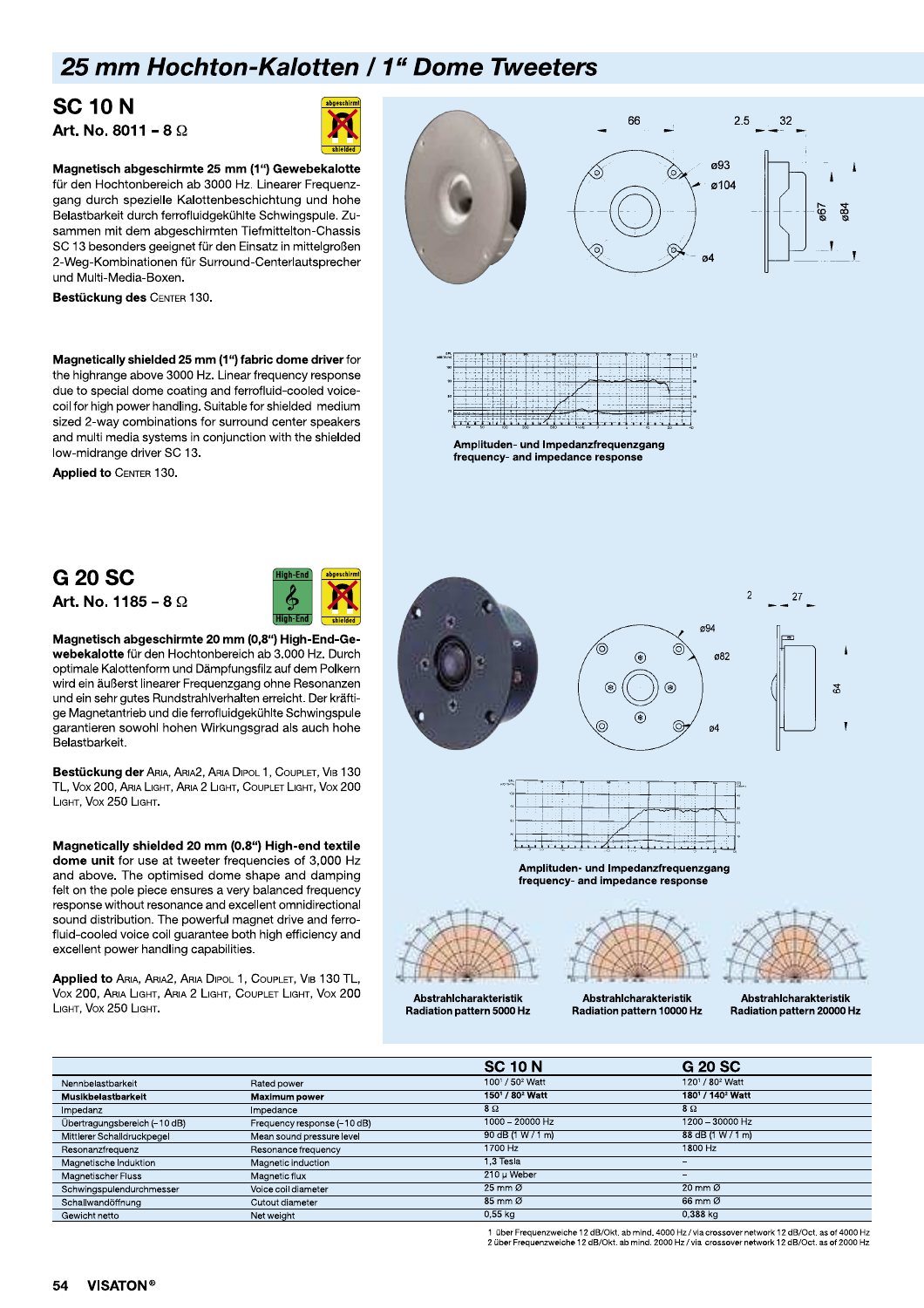# 25 mm Hochton-Kalotten / 1“ Dome Tweeters

## SC 10 N

**Art. No. 8011 – 8 Ω**

abgeschirmt shielded

**Magnetisch abgeschirmte 25 mm (1“) Gewebekalotte** für den Hochtonbereich ab 3000 Hz. Linearer Frequenzgang durch spezielle Kalottenbeschichtung und hohe Belastbarkeit durch ferrofluidgekühlte Schwingspule. Zusammen mit dem abgeschirmten Tiefmittelton-Chassis SC 13 besonders geeignet für den Einsatz in mittelgroßen 2-Weg-Kombinationen für Surround-Centerlautsprecher und Multi-Media-Boxen.

**Bestückung des** CENTER 130.

**Magnetically shielded 25 mm (1“) fabric dome driver** for the highrange above 3000 Hz. Linear frequency response due to special dome coating and ferrofluid-cooled voice-coil for high power handling. Suitable for shielded medium sized 2-way combinations for surround center speakers and multi media systems in conjunction with the shielded low-midrange driver SC 13.

**Applied to** CENTER 130.

66 2.5 32 ø93 ø104 ø4 ø67 ø84

**Amplituden- und Impedanzfrequenzgang**
**frequency- and impedance response**

## G 20 SC

**Art. No. 1185 – 8 Ω**

High-End abgeschirmt shielded

**Magnetisch abgeschirmte 20 mm (0,8“) High-End-Gewebekalotte** für den Hochtonbereich ab 3.000 Hz. Durch optimale Kalottenform und Dämpfungsfilz auf dem Polkern wird ein äußerst linearer Frequenzgang ohne Resonanzen und ein sehr gutes Rundstrahlverhalten erreicht. Der kräftige Magnetantrieb und die ferrofluidgekühlte Schwingspule garantieren sowohl hohen Wirkungsgrad als auch hohe Belastbarkeit.

**Bestückung der** ARIA, ARIA2, ARIA DIPOL 1, COUPLET, VIB 130 TL, VOX 200, ARIA LIGHT, ARIA 2 LIGHT, COUPLET LIGHT, VOX 200 LIGHT, VOX 250 LIGHT.

**Magnetically shielded 20 mm (0.8“) High-end textile dome unit** for use at tweeter frequencies of 3,000 Hz and above. The optimised dome shape and damping felt on the pole piece ensures a very balanced frequency response without resonance and excellent omnidirectional sound distribution. The powerful magnet drive and ferrofluid-cooled voice coil guarantee both high efficiency and excellent power handling capabilities.

**Applied to** ARIA, ARIA2, ARIA DIPOL 1, COUPLET, VIB 130 TL, VOX 200, ARIA LIGHT, ARIA 2 LIGHT, COUPLET LIGHT, VOX 200 LIGHT, VOX 250 LIGHT.

2 27 ø94 ø82 ø4 64

**Amplituden- und Impedanzfrequenzgang**
**frequency- and impedance response**

**Abstrahlcharakteristik**
**Radiation pattern 5000 Hz**

**Abstrahlcharakteristik**
**Radiation pattern 10000 Hz**

**Abstrahlcharakteristik**
**Radiation pattern 20000 Hz**

| | | SC 10 N | G 20 SC |
|---|---|---|---|
| Nennbelastbarkeit | Rated power | 100[1] / 50[2] Watt | 120[1] / 80[2] Watt |
| **Musikbelastbarkeit** | **Maximum power** | **150[1] / 80[2] Watt** | **180[1] / 140[2] Watt** |
| Impedanz | Impedance | 8 Ω | 8 Ω |
| Übertragungsbereich (–10 dB) | Frequency response (–10 dB) | 1000 – 20000 Hz | 1200 – 30000 Hz |
| Mittlerer Schalldruckpegel | Mean sound pressure level | 90 dB (1 W / 1 m) | 88 dB (1 W / 1 m) |
| Resonanzfrequenz | Resonance frequency | 1700 Hz | 1800 Hz |
| Magnetische Induktion | Magnetic induction | 1,3 Tesla | – |
| Magnetischer Fluss | Magnetic flux | 210 μ Weber | – |
| Schwingspulendurchmesser | Voice coil diameter | 25 mm Ø | 20 mm Ø |
| Schallwandöffnung | Cutout diameter | 85 mm Ø | 66 mm Ø |
| Gewicht netto | Net weight | 0,55 kg | 0,388 kg |

1 über Frequenzweiche 12 dB/Okt. ab mind. 4000 Hz / via crossover network 12 dB/Oct. as of 4000 Hz
2 über Frequenzweiche 12 dB/Okt. ab mind. 2000 Hz / via crossover network 12 dB/Oct. as of 2000 Hz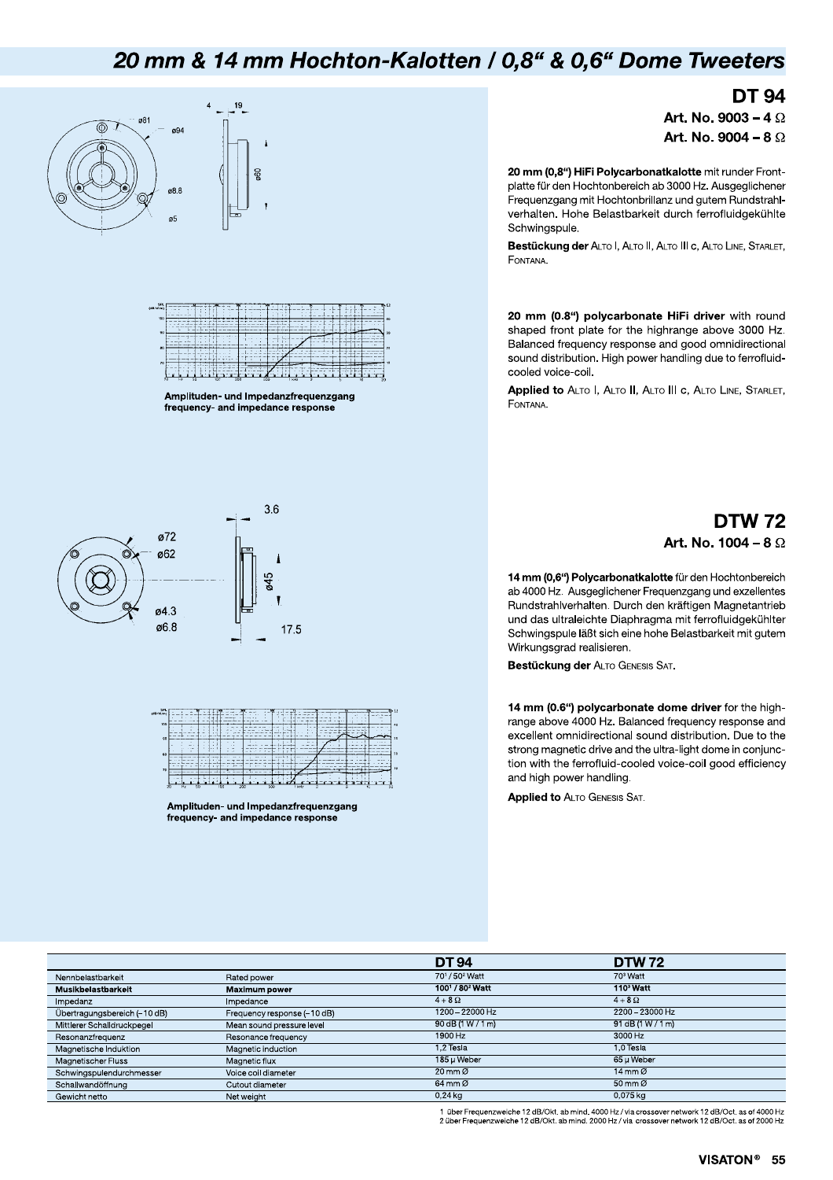# 20 mm & 14 mm Hochton-Kalotten / 0,8" & 0,6" Dome Tweeters

## DT 94

**Art. No. 9003 – 4 Ω**
**Art. No. 9004 – 8 Ω**

ø81
ø94
ø8.8
ø5
4
19
ø60

Amplituden- und Impedanzfrequenzgang
frequency- and impedance response

**20 mm (0,8") HiFi Polycarbonatkalotte** mit runder Frontplatte für den Hochtonbereich ab 3000 Hz. Ausgeglichener Frequenzgang mit Hochtonbrillanz und gutem Rundstrahlverhalten. Hohe Belastbarkeit durch ferrofluidgekühlte Schwingspule.

**Bestückung der** ALTO I, ALTO II, ALTO III c, ALTO LINE, STARLET, FONTANA.

**20 mm (0.8") polycarbonate HiFi driver** with round shaped front plate for the highrange above 3000 Hz. Balanced frequency response and good omnidirectional sound distribution. High power handling due to ferrofluid-cooled voice-coil.

**Applied to** ALTO I, ALTO II, ALTO III c, ALTO LINE, STARLET, FONTANA.

## DTW 72

**Art. No. 1004 – 8 Ω**

ø72
ø62
ø4.3
ø6.8
3.6
ø45
17.5

Amplituden- und Impedanzfrequenzgang
frequency- and impedance response

**14 mm (0,6") Polycarbonatkalotte** für den Hochtonbereich ab 4000 Hz. Ausgeglichener Frequenzgang und exzellentes Rundstrahlverhalten. Durch den kräftigen Magnetantrieb und das ultraleichte Diaphragma mit ferrofluidgekühlter Schwingspule läßt sich eine hohe Belastbarkeit mit gutem Wirkungsgrad realisieren.

**Bestückung der** ALTO GENESIS SAT.

**14 mm (0.6") polycarbonate dome driver** for the highrange above 4000 Hz. Balanced frequency response and excellent omnidirectional sound distribution. Due to the strong magnetic drive and the ultra-light dome in conjunction with the ferrofluid-cooled voice-coil good efficiency and high power handling.

**Applied to** ALTO GENESIS SAT.

| | | DT 94 | DTW 72 |
|---|---|---|---|
| Nennbelastbarkeit | Rated power | 70[1] / 50[2] Watt | 70[3] Watt |
| **Musikbelastbarkeit** | **Maximum power** | **100[1] / 80[2] Watt** | **110[3] Watt** |
| Impedanz | Impedance | 4 + 8 Ω | 4 + 8 Ω |
| Übertragungsbereich (–10 dB) | Frequency response (–10 dB) | 1200 – 22000 Hz | 2200 – 23000 Hz |
| Mittlerer Schalldruckpegel | Mean sound pressure level | 90 dB (1 W / 1 m) | 91 dB (1 W / 1 m) |
| Resonanzfrequenz | Resonance frequency | 1900 Hz | 3000 Hz |
| Magnetische Induktion | Magnetic induction | 1,2 Tesla | 1,0 Tesla |
| Magnetischer Fluss | Magnetic flux | 185 µ Weber | 65 µ Weber |
| Schwingspulendurchmesser | Voice coil diameter | 20 mm Ø | 14 mm Ø |
| Schallwandöffnung | Cutout diameter | 64 mm Ø | 50 mm Ø |
| Gewicht netto | Net weight | 0,24 kg | 0,075 kg |

1 über Frequenzweiche 12 dB/Okt. ab mind. 4000 Hz / via crossover network 12 dB/Oct. as of 4000 Hz
2 über Frequenzweiche 12 dB/Okt. ab mind. 2000 Hz / via crossover network 12 dB/Oct. as of 2000 Hz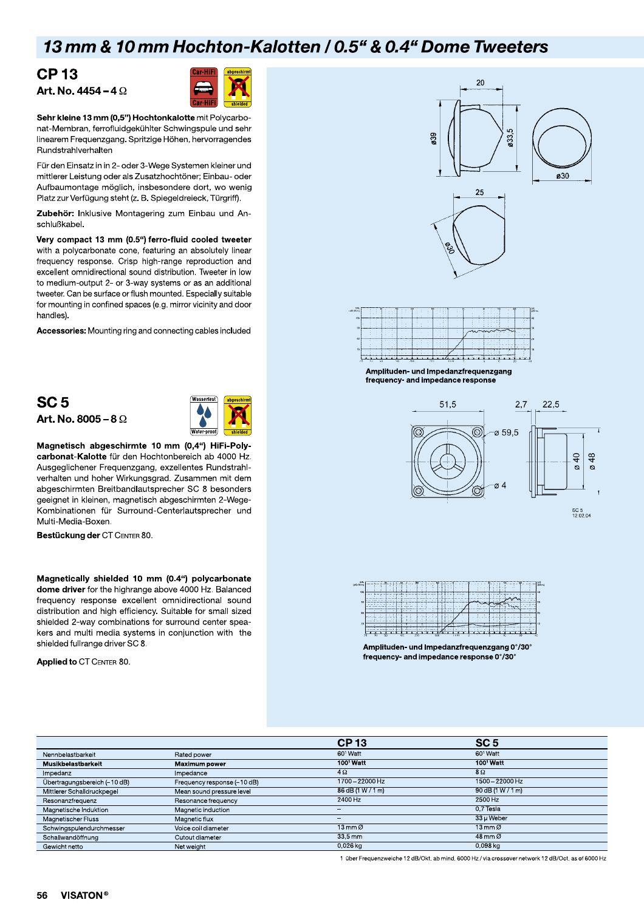# 13 mm & 10 mm Hochton-Kalotten / 0.5" & 0.4" Dome Tweeters

## CP 13

**Art. No. 4454 – 4 Ω**

Car-HiFi / abgeschirmt shielded

**Sehr kleine 13 mm (0,5") Hochtonkalotte** mit Polycarbonat-Membran, ferrofluidgekühlter Schwingspule und sehr linearem Frequenzgang. Spritzige Höhen, hervorragendes Rundstrahlverhalten

Für den Einsatz in in 2- oder 3-Wege Systemen kleiner und mittlerer Leistung oder als Zusatzhochtöner; Einbau- oder Aufbaumontage möglich, insbesondere dort, wo wenig Platz zur Verfügung steht (z. B. Spiegeldreieck, Türgriff).

**Zubehör:** Inklusive Montagering zum Einbau und Anschlußkabel.

**Very compact 13 mm (0.5") ferro-fluid cooled tweeter** with a polycarbonate cone, featuring an absolutely linear frequency response. Crisp high-range reproduction and excellent omnidirectional sound distribution. Tweeter in low to medium-output 2- or 3-way systems or as an additional tweeter. Can be surface or flush mounted. Especially suitable for mounting in confined spaces (e.g. mirror vicinity and door handles).

**Accessories:** Mounting ring and connecting cables included

20
ø39
ø33,5
ø30
25
ø30

**Amplituden- und Impedanzfrequenzgang**
**frequency- and impedance response**

## SC 5

**Art. No. 8005 – 8 Ω**

Wasserfest Water-proof / abgeschirmt shielded

**Magnetisch abgeschirmte 10 mm (0,4") HiFi-Polycarbonat-Kalotte** für den Hochtonbereich ab 4000 Hz. Ausgeglichener Frequenzgang, exzellentes Rundstrahlverhalten und hoher Wirkungsgrad. Zusammen mit dem abgeschirmten Breitbandlautsprecher SC 8 besonders geeignet in kleinen, magnetisch abgeschirmten 2-Wege-Kombinationen für Surround-Centerlautsprecher und Multi-Media-Boxen.

**Bestückung der** CT CENTER 80.

**Magnetically shielded 10 mm (0.4") polycarbonate dome driver** for the highrange above 4000 Hz. Balanced frequency response excellent omnidirectional sound distribution and high efficiency. Suitable for small sized shielded 2-way combinations for surround center speakers and multi media systems in conjunction with the shielded fullrange driver SC 8.

**Applied to** CT CENTER 80.

51,5
2,7
22,5
ø 59,5
ø 4
ø 40
ø 48
SC 5
12.02.04

**Amplituden- und Impedanzfrequenzgang 0°/30°**
**frequency- and impedance response 0°/30°**

| | | CP 13 | SC 5 |
|---|---|---|---|
| Nennbelastbarkeit | Rated power | 60[1] Watt | 60[1] Watt |
| **Musikbelastbarkeit** | **Maximum power** | **100[1] Watt** | **100[1] Watt** |
| Impedanz | Impedance | 4 Ω | 8 Ω |
| Übertragungsbereich (–10 dB) | Frequency response (–10 dB) | 1700 – 22000 Hz | 1500 – 22000 Hz |
| Mittlerer Schalldruckpegel | Mean sound pressure level | 86 dB (1 W / 1 m) | 90 dB (1 W / 1 m) |
| Resonanzfrequenz | Resonance frequency | 2400 Hz | 2500 Hz |
| Magnetische Induktion | Magnetic induction | – | 0,7 Tesla |
| Magnetischer Fluss | Magnetic flux | – | 33 µ Weber |
| Schwingspulendurchmesser | Voice coil diameter | 13 mm Ø | 13 mm Ø |
| Schallwandöffnung | Cutout diameter | 33,5 mm | 48 mm Ø |
| Gewicht netto | Net weight | 0,026 kg | 0,098 kg |

1 über Frequenzweiche 12 dB/Okt. ab mind. 6000 Hz / via crossover network 12 dB/Oct. as of 6000 Hz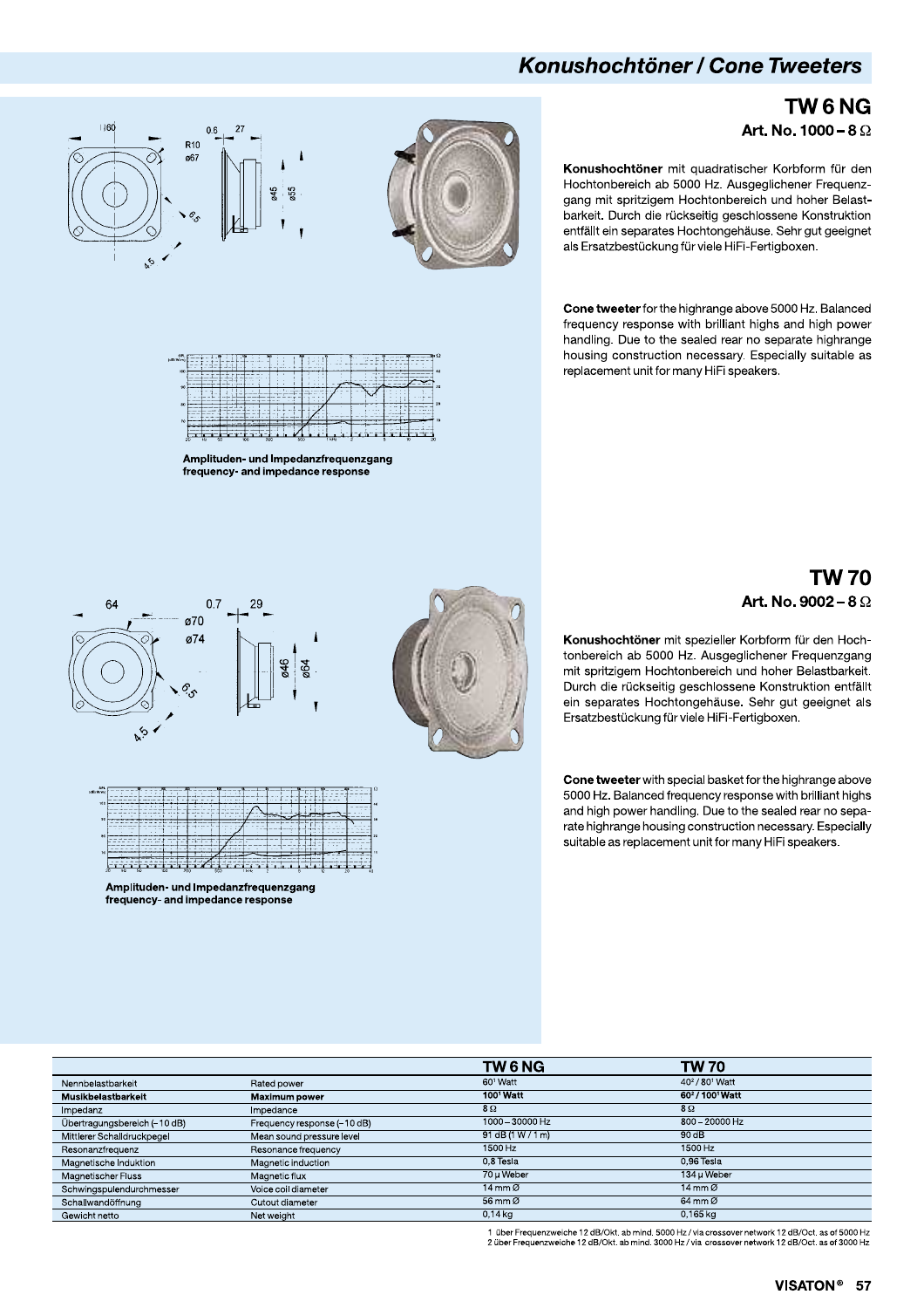## Konushochtöner / Cone Tweeters

### TW 6 NG

**Art. No. 1000 – 8 Ω**

**Konushochtöner** mit quadratischer Korbform für den Hochtonbereich ab 5000 Hz. Ausgeglichener Frequenzgang mit spritzigem Hochtonbereich und hoher Belastbarkeit. Durch die rückseitig geschlossene Konstruktion entfällt ein separates Hochtongehäuse. Sehr gut geeignet als Ersatzbestückung für viele HiFi-Fertigboxen.

**Cone tweeter** for the highrange above 5000 Hz. Balanced frequency response with brilliant highs and high power handling. Due to the sealed rear no separate highrange housing construction necessary. Especially suitable as replacement unit for many HiFi speakers.

160
0.6
27
R10
ø67
ø45
ø55
6.5
4.5

Amplituden- und Impedanzfrequenzgang
frequency- and impedance response

### TW 70

**Art. No. 9002 – 8 Ω**

**Konushochtöner** mit spezieller Korbform für den Hochtonbereich ab 5000 Hz. Ausgeglichener Frequenzgang mit spritzigem Hochtonbereich und hoher Belastbarkeit. Durch die rückseitig geschlossene Konstruktion entfällt ein separates Hochtongehäuse. Sehr gut geeignet als Ersatzbestückung für viele HiFi-Fertigboxen.

**Cone tweeter** with special basket for the highrange above 5000 Hz. Balanced frequency response with brilliant highs and high power handling. Due to the sealed rear no separate highrange housing construction necessary. Especially suitable as replacement unit for many HiFi speakers.

64
0.7
29
ø70
ø74
ø46
ø64
6.5
4.5

Amplituden- und Impedanzfrequenzgang
frequency- and impedance response

| | | TW 6 NG | TW 70 |
|---|---|---|---|
| Nennbelastbarkeit | Rated power | 60[1] Watt | 40[2] / 80[1] Watt |
| **Musikbelastbarkeit** | **Maximum power** | **100[1] Watt** | **60[2] / 100[1] Watt** |
| Impedanz | Impedance | 8 Ω | 8 Ω |
| Übertragungsbereich (–10 dB) | Frequency response (–10 dB) | 1000 – 30000 Hz | 800 – 20000 Hz |
| Mittlerer Schalldruckpegel | Mean sound pressure level | 91 dB (1 W / 1 m) | 90 dB |
| Resonanzfrequenz | Resonance frequency | 1500 Hz | 1500 Hz |
| Magnetische Induktion | Magnetic induction | 0,8 Tesla | 0,96 Tesla |
| Magnetischer Fluss | Magnetic flux | 70 µ Weber | 134 µ Weber |
| Schwingspulendurchmesser | Voice coil diameter | 14 mm Ø | 14 mm Ø |
| Schallwandöffnung | Cutout diameter | 56 mm Ø | 64 mm Ø |
| Gewicht netto | Net weight | 0,14 kg | 0,165 kg |

1 über Frequenzweiche 12 dB/Okt. ab mind. 5000 Hz / via crossover network 12 dB/Oct. as of 5000 Hz
2 über Frequenzweiche 12 dB/Okt. ab mind. 3000 Hz / via crossover network 12 dB/Oct. as of 3000 Hz